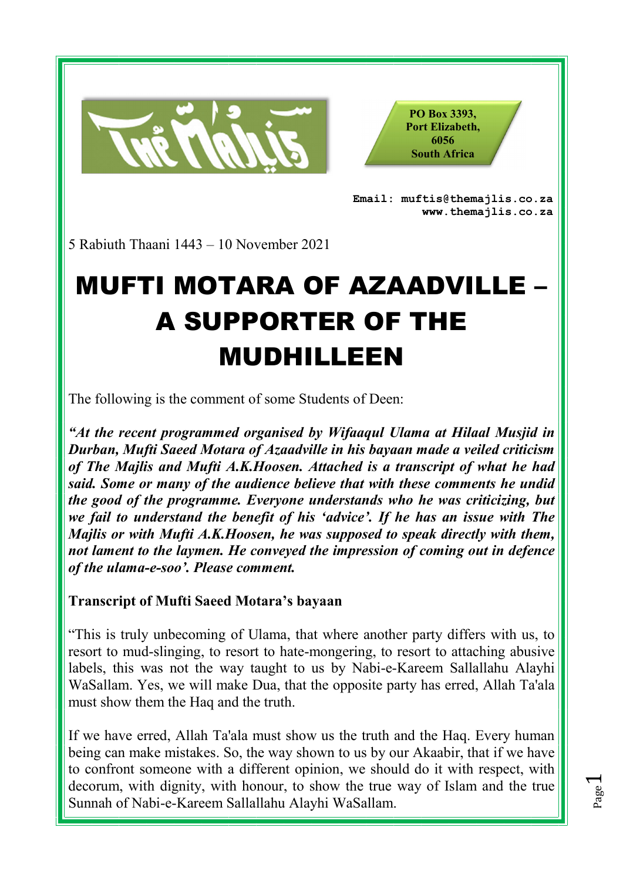PO Box 3393,
Port Elizabeth,
6056
South Africa

**Email: muftis@themajlis.co.za**
**www.themajlis.co.za**

5 Rabiuth Thaani 1443 – 10 November 2021

# MUFTI MOTARA OF AZAADVILLE – A SUPPORTER OF THE MUDHILLEEN

The following is the comment of some Students of Deen:

***"At the recent programmed organised by Wifaaqul Ulama at Hilaal Musjid in Durban, Mufti Saeed Motara of Azaadville in his bayaan made a veiled criticism of The Majlis and Mufti A.K.Hoosen. Attached is a transcript of what he had said. Some or many of the audience believe that with these comments he undid the good of the programme. Everyone understands who he was criticizing, but we fail to understand the benefit of his 'advice'. If he has an issue with The Majlis or with Mufti A.K.Hoosen, he was supposed to speak directly with them, not lament to the laymen. He conveyed the impression of coming out in defence of the ulama-e-soo'. Please comment.***

**Transcript of Mufti Saeed Motara's bayaan**

"This is truly unbecoming of Ulama, that where another party differs with us, to resort to mud-slinging, to resort to hate-mongering, to resort to attaching abusive labels, this was not the way taught to us by Nabi-e-Kareem Sallallahu Alayhi WaSallam. Yes, we will make Dua, that the opposite party has erred, Allah Ta'ala must show them the Haq and the truth.

If we have erred, Allah Ta'ala must show us the truth and the Haq. Every human being can make mistakes. So, the way shown to us by our Akaabir, that if we have to confront someone with a different opinion, we should do it with respect, with decorum, with dignity, with honour, to show the true way of Islam and the true Sunnah of Nabi-e-Kareem Sallallahu Alayhi WaSallam.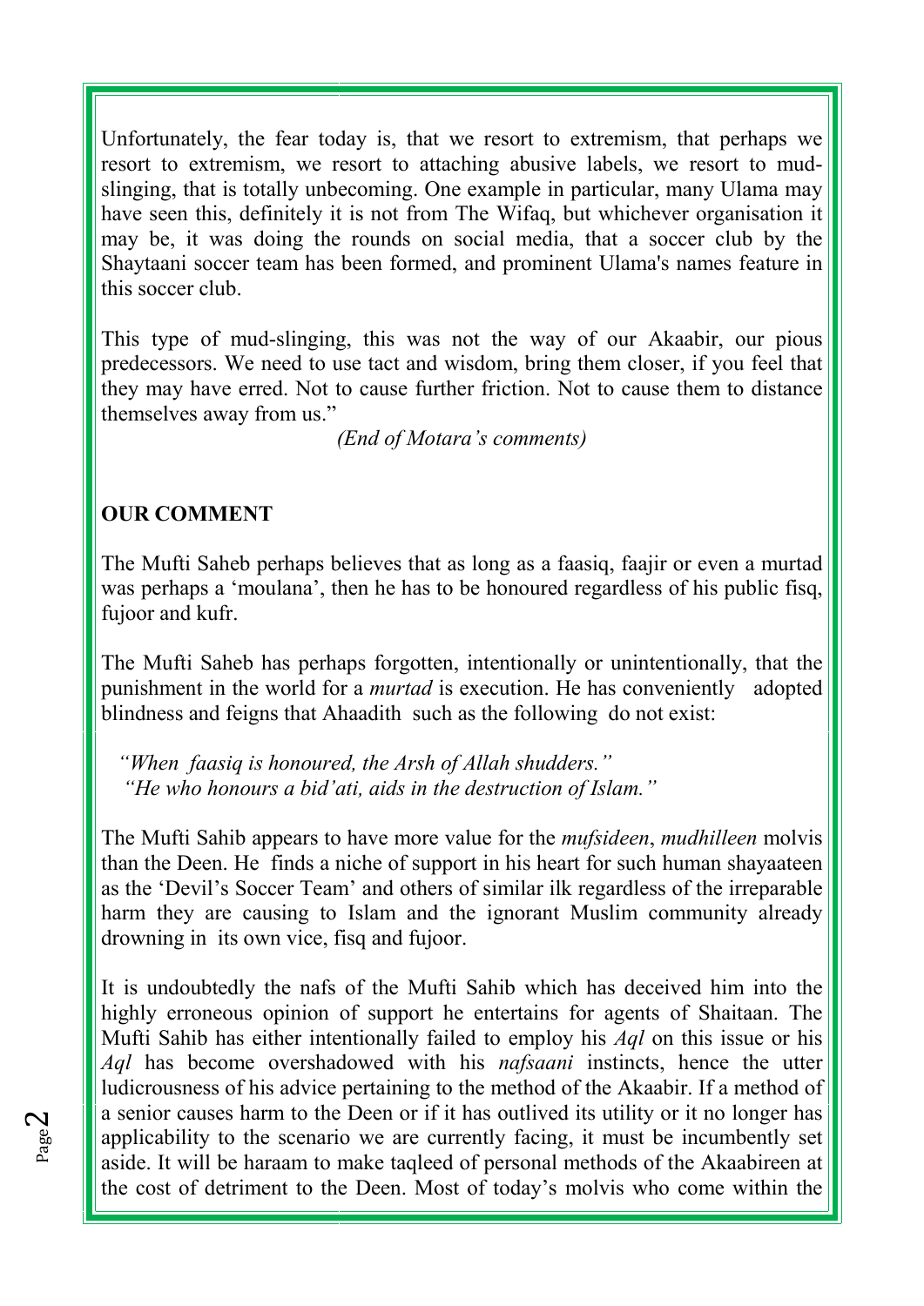Unfortunately, the fear today is, that we resort to extremism, that perhaps we resort to extremism, we resort to attaching abusive labels, we resort to mud-slinging, that is totally unbecoming. One example in particular, many Ulama may have seen this, definitely it is not from The Wifaq, but whichever organisation it may be, it was doing the rounds on social media, that a soccer club by the Shaytaani soccer team has been formed, and prominent Ulama's names feature in this soccer club.

This type of mud-slinging, this was not the way of our Akaabir, our pious predecessors. We need to use tact and wisdom, bring them closer, if you feel that they may have erred. Not to cause further friction. Not to cause them to distance themselves away from us."

*(End of Motara's comments)*

**OUR COMMENT**

The Mufti Saheb perhaps believes that as long as a faasiq, faajir or even a murtad was perhaps a 'moulana', then he has to be honoured regardless of his public fisq, fujoor and kufr.

The Mufti Saheb has perhaps forgotten, intentionally or unintentionally, that the punishment in the world for a *murtad* is execution. He has conveniently adopted blindness and feigns that Ahaadith such as the following do not exist:

*"When faasiq is honoured, the Arsh of Allah shudders."*
*"He who honours a bid'ati, aids in the destruction of Islam."*

The Mufti Sahib appears to have more value for the *mufsideen*, *mudhilleen* molvis than the Deen. He finds a niche of support in his heart for such human shayaateen as the 'Devil's Soccer Team' and others of similar ilk regardless of the irreparable harm they are causing to Islam and the ignorant Muslim community already drowning in its own vice, fisq and fujoor.

It is undoubtedly the nafs of the Mufti Sahib which has deceived him into the highly erroneous opinion of support he entertains for agents of Shaitaan. The Mufti Sahib has either intentionally failed to employ his *Aql* on this issue or his *Aql* has become overshadowed with his *nafsaani* instincts, hence the utter ludicrousness of his advice pertaining to the method of the Akaabir. If a method of a senior causes harm to the Deen or if it has outlived its utility or it no longer has applicability to the scenario we are currently facing, it must be incumbently set aside. It will be haraam to make taqleed of personal methods of the Akaabireen at the cost of detriment to the Deen. Most of today's molvis who come within the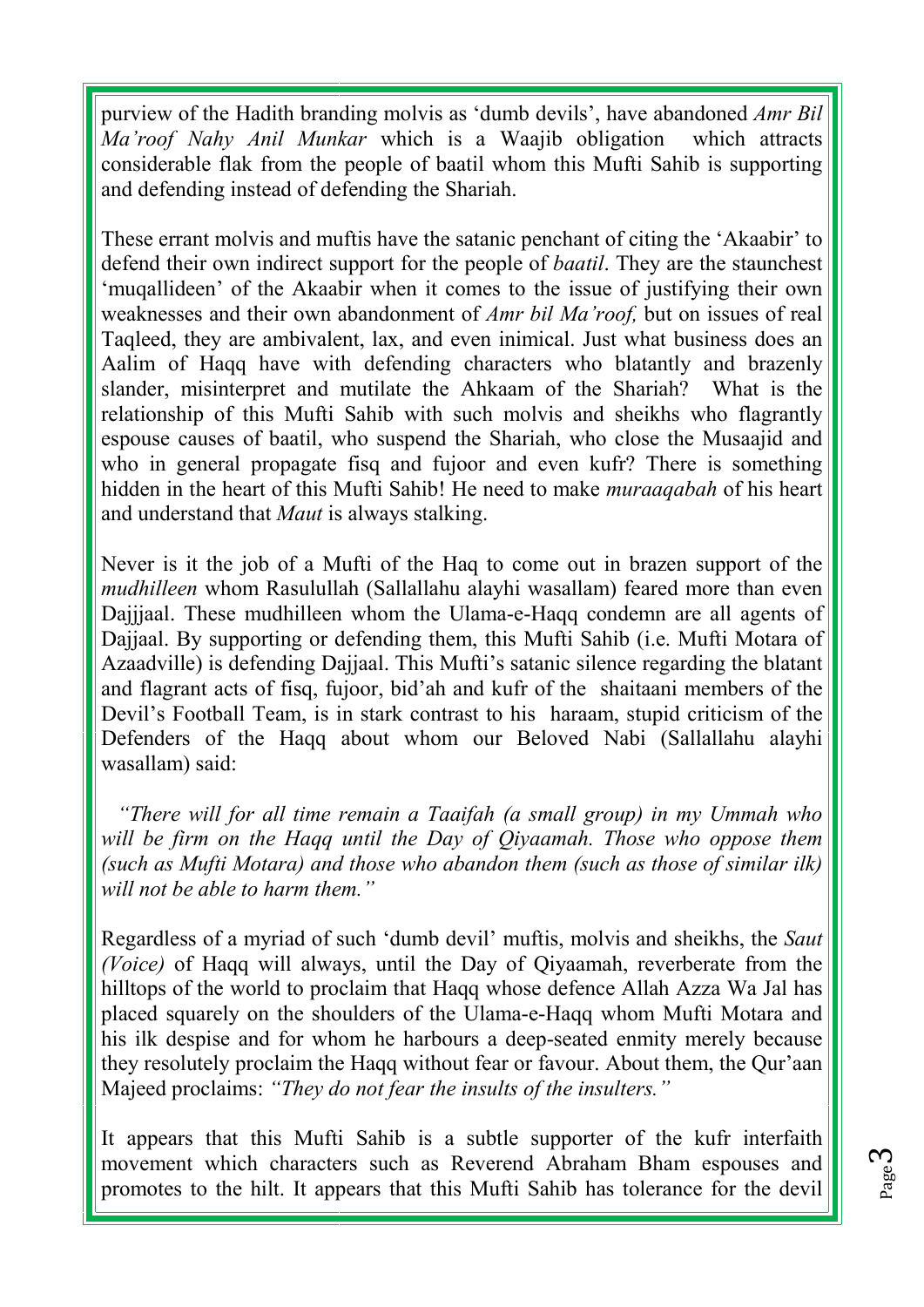purview of the Hadith branding molvis as 'dumb devils', have abandoned *Amr Bil Ma'roof Nahy Anil Munkar* which is a Waajib obligation which attracts considerable flak from the people of baatil whom this Mufti Sahib is supporting and defending instead of defending the Shariah.

These errant molvis and muftis have the satanic penchant of citing the 'Akaabir' to defend their own indirect support for the people of *baatil*. They are the staunchest 'muqallideen' of the Akaabir when it comes to the issue of justifying their own weaknesses and their own abandonment of *Amr bil Ma'roof,* but on issues of real Taqleed, they are ambivalent, lax, and even inimical. Just what business does an Aalim of Haqq have with defending characters who blatantly and brazenly slander, misinterpret and mutilate the Ahkaam of the Shariah? What is the relationship of this Mufti Sahib with such molvis and sheikhs who flagrantly espouse causes of baatil, who suspend the Shariah, who close the Musaajid and who in general propagate fisq and fujoor and even kufr? There is something hidden in the heart of this Mufti Sahib! He need to make *muraaqabah* of his heart and understand that *Maut* is always stalking.

Never is it the job of a Mufti of the Haq to come out in brazen support of the *mudhilleen* whom Rasulullah (Sallallahu alayhi wasallam) feared more than even Dajjjaal. These mudhilleen whom the Ulama-e-Haqq condemn are all agents of Dajjaal. By supporting or defending them, this Mufti Sahib (i.e. Mufti Motara of Azaadville) is defending Dajjaal. This Mufti's satanic silence regarding the blatant and flagrant acts of fisq, fujoor, bid'ah and kufr of the shaitaani members of the Devil's Football Team, is in stark contrast to his haraam, stupid criticism of the Defenders of the Haqq about whom our Beloved Nabi (Sallallahu alayhi wasallam) said:

*"There will for all time remain a Taaifah (a small group) in my Ummah who will be firm on the Haqq until the Day of Qiyaamah. Those who oppose them (such as Mufti Motara) and those who abandon them (such as those of similar ilk) will not be able to harm them."*

Regardless of a myriad of such 'dumb devil' muftis, molvis and sheikhs, the *Saut (Voice)* of Haqq will always, until the Day of Qiyaamah, reverberate from the hilltops of the world to proclaim that Haqq whose defence Allah Azza Wa Jal has placed squarely on the shoulders of the Ulama-e-Haqq whom Mufti Motara and his ilk despise and for whom he harbours a deep-seated enmity merely because they resolutely proclaim the Haqq without fear or favour. About them, the Qur'aan Majeed proclaims: *"They do not fear the insults of the insulters."*

It appears that this Mufti Sahib is a subtle supporter of the kufr interfaith movement which characters such as Reverend Abraham Bham espouses and promotes to the hilt. It appears that this Mufti Sahib has tolerance for the devil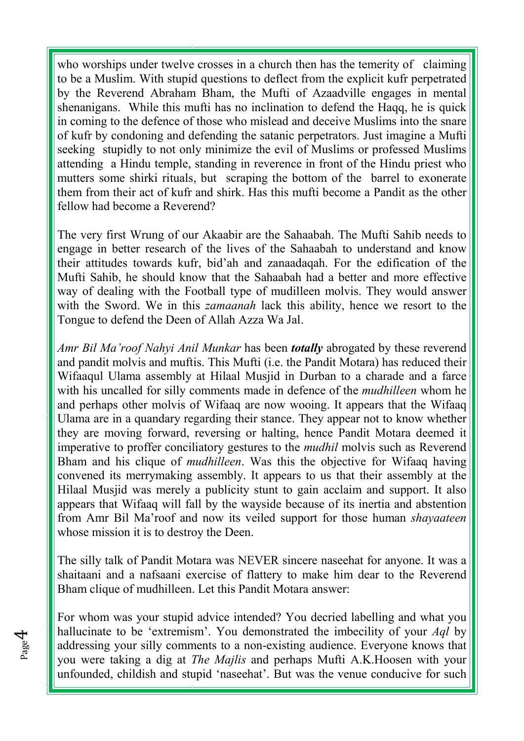who worships under twelve crosses in a church then has the temerity of claiming to be a Muslim. With stupid questions to deflect from the explicit kufr perpetrated by the Reverend Abraham Bham, the Mufti of Azaadville engages in mental shenanigans. While this mufti has no inclination to defend the Haqq, he is quick in coming to the defence of those who mislead and deceive Muslims into the snare of kufr by condoning and defending the satanic perpetrators. Just imagine a Mufti seeking stupidly to not only minimize the evil of Muslims or professed Muslims attending a Hindu temple, standing in reverence in front of the Hindu priest who mutters some shirki rituals, but scraping the bottom of the barrel to exonerate them from their act of kufr and shirk. Has this mufti become a Pandit as the other fellow had become a Reverend?

The very first Wrung of our Akaabir are the Sahaabah. The Mufti Sahib needs to engage in better research of the lives of the Sahaabah to understand and know their attitudes towards kufr, bid'ah and zanaadaqah. For the edification of the Mufti Sahib, he should know that the Sahaabah had a better and more effective way of dealing with the Football type of mudilleen molvis. They would answer with the Sword. We in this *zamaanah* lack this ability, hence we resort to the Tongue to defend the Deen of Allah Azza Wa Jal.

*Amr Bil Ma'roof Nahyi Anil Munkar* has been ***totally*** abrogated by these reverend and pandit molvis and muftis. This Mufti (i.e. the Pandit Motara) has reduced their Wifaaqul Ulama assembly at Hilaal Musjid in Durban to a charade and a farce with his uncalled for silly comments made in defence of the *mudhilleen* whom he and perhaps other molvis of Wifaaq are now wooing. It appears that the Wifaaq Ulama are in a quandary regarding their stance. They appear not to know whether they are moving forward, reversing or halting, hence Pandit Motara deemed it imperative to proffer conciliatory gestures to the *mudhil* molvis such as Reverend Bham and his clique of *mudhilleen*. Was this the objective for Wifaaq having convened its merrymaking assembly. It appears to us that their assembly at the Hilaal Musjid was merely a publicity stunt to gain acclaim and support. It also appears that Wifaaq will fall by the wayside because of its inertia and abstention from Amr Bil Ma'roof and now its veiled support for those human *shayaateen* whose mission it is to destroy the Deen.

The silly talk of Pandit Motara was NEVER sincere naseehat for anyone. It was a shaitaani and a nafsaani exercise of flattery to make him dear to the Reverend Bham clique of mudhilleen. Let this Pandit Motara answer:

For whom was your stupid advice intended? You decried labelling and what you hallucinate to be 'extremism'. You demonstrated the imbecility of your *Aql* by addressing your silly comments to a non-existing audience. Everyone knows that you were taking a dig at *The Majlis* and perhaps Mufti A.K.Hoosen with your unfounded, childish and stupid 'naseehat'. But was the venue conducive for such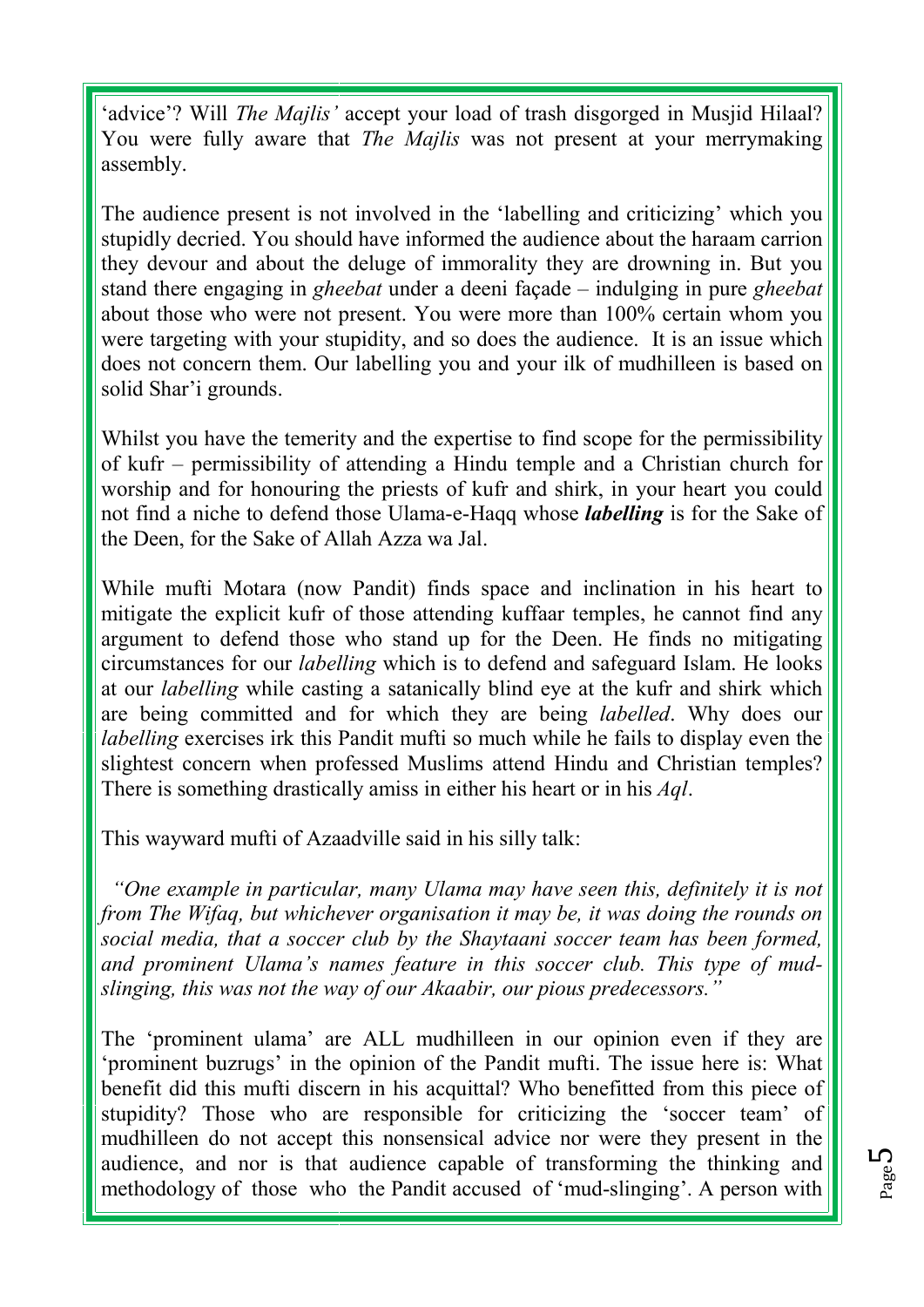'advice'? Will *The Majlis'* accept your load of trash disgorged in Musjid Hilaal? You were fully aware that *The Majlis* was not present at your merrymaking assembly.

The audience present is not involved in the 'labelling and criticizing' which you stupidly decried. You should have informed the audience about the haraam carrion they devour and about the deluge of immorality they are drowning in. But you stand there engaging in *gheebat* under a deeni façade – indulging in pure *gheebat* about those who were not present. You were more than 100% certain whom you were targeting with your stupidity, and so does the audience. It is an issue which does not concern them. Our labelling you and your ilk of mudhilleen is based on solid Shar'i grounds.

Whilst you have the temerity and the expertise to find scope for the permissibility of kufr – permissibility of attending a Hindu temple and a Christian church for worship and for honouring the priests of kufr and shirk, in your heart you could not find a niche to defend those Ulama-e-Haqq whose ***labelling*** is for the Sake of the Deen, for the Sake of Allah Azza wa Jal.

While mufti Motara (now Pandit) finds space and inclination in his heart to mitigate the explicit kufr of those attending kuffaar temples, he cannot find any argument to defend those who stand up for the Deen. He finds no mitigating circumstances for our *labelling* which is to defend and safeguard Islam. He looks at our *labelling* while casting a satanically blind eye at the kufr and shirk which are being committed and for which they are being *labelled*. Why does our *labelling* exercises irk this Pandit mufti so much while he fails to display even the slightest concern when professed Muslims attend Hindu and Christian temples? There is something drastically amiss in either his heart or in his *Aql*.

This wayward mufti of Azaadville said in his silly talk:

*"One example in particular, many Ulama may have seen this, definitely it is not from The Wifaq, but whichever organisation it may be, it was doing the rounds on social media, that a soccer club by the Shaytaani soccer team has been formed, and prominent Ulama's names feature in this soccer club. This type of mud-slinging, this was not the way of our Akaabir, our pious predecessors."*

The 'prominent ulama' are ALL mudhilleen in our opinion even if they are 'prominent buzrugs' in the opinion of the Pandit mufti. The issue here is: What benefit did this mufti discern in his acquittal? Who benefitted from this piece of stupidity? Those who are responsible for criticizing the 'soccer team' of mudhilleen do not accept this nonsensical advice nor were they present in the audience, and nor is that audience capable of transforming the thinking and methodology of those who the Pandit accused of 'mud-slinging'. A person with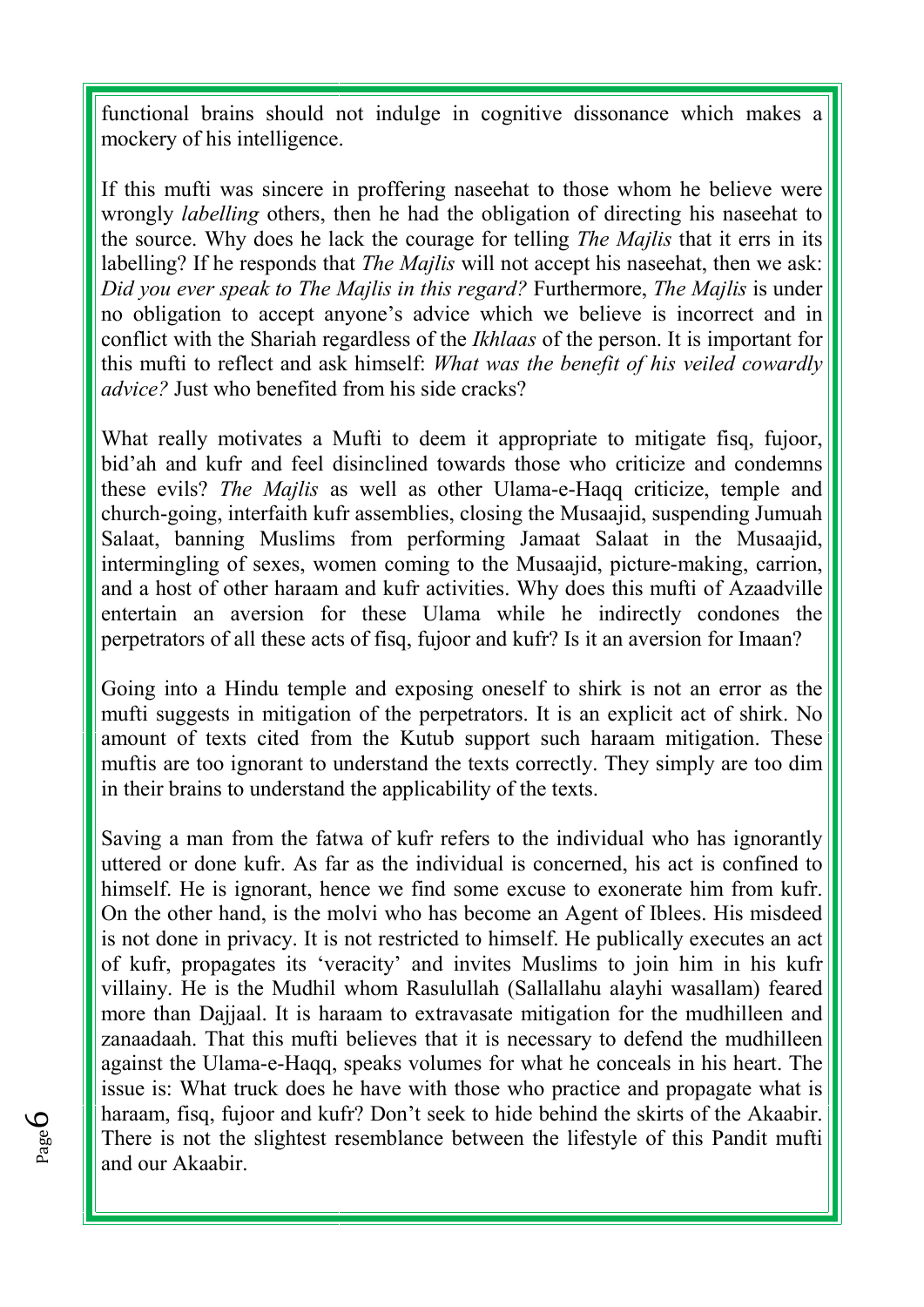functional brains should not indulge in cognitive dissonance which makes a mockery of his intelligence.

If this mufti was sincere in proffering naseehat to those whom he believe were wrongly *labelling* others, then he had the obligation of directing his naseehat to the source. Why does he lack the courage for telling *The Majlis* that it errs in its labelling? If he responds that *The Majlis* will not accept his naseehat, then we ask: *Did you ever speak to The Majlis in this regard?* Furthermore, *The Majlis* is under no obligation to accept anyone's advice which we believe is incorrect and in conflict with the Shariah regardless of the *Ikhlaas* of the person. It is important for this mufti to reflect and ask himself: *What was the benefit of his veiled cowardly advice?* Just who benefited from his side cracks?

What really motivates a Mufti to deem it appropriate to mitigate fisq, fujoor, bid'ah and kufr and feel disinclined towards those who criticize and condemns these evils? *The Majlis* as well as other Ulama-e-Haqq criticize, temple and church-going, interfaith kufr assemblies, closing the Musaajid, suspending Jumuah Salaat, banning Muslims from performing Jamaat Salaat in the Musaajid, intermingling of sexes, women coming to the Musaajid, picture-making, carrion, and a host of other haraam and kufr activities. Why does this mufti of Azaadville entertain an aversion for these Ulama while he indirectly condones the perpetrators of all these acts of fisq, fujoor and kufr? Is it an aversion for Imaan?

Going into a Hindu temple and exposing oneself to shirk is not an error as the mufti suggests in mitigation of the perpetrators. It is an explicit act of shirk. No amount of texts cited from the Kutub support such haraam mitigation. These muftis are too ignorant to understand the texts correctly. They simply are too dim in their brains to understand the applicability of the texts.

Saving a man from the fatwa of kufr refers to the individual who has ignorantly uttered or done kufr. As far as the individual is concerned, his act is confined to himself. He is ignorant, hence we find some excuse to exonerate him from kufr. On the other hand, is the molvi who has become an Agent of Iblees. His misdeed is not done in privacy. It is not restricted to himself. He publically executes an act of kufr, propagates its 'veracity' and invites Muslims to join him in his kufr villainy. He is the Mudhil whom Rasulullah (Sallallahu alayhi wasallam) feared more than Dajjaal. It is haraam to extravasate mitigation for the mudhilleen and zanaadaah. That this mufti believes that it is necessary to defend the mudhilleen against the Ulama-e-Haqq, speaks volumes for what he conceals in his heart. The issue is: What truck does he have with those who practice and propagate what is haraam, fisq, fujoor and kufr? Don't seek to hide behind the skirts of the Akaabir. There is not the slightest resemblance between the lifestyle of this Pandit mufti and our Akaabir.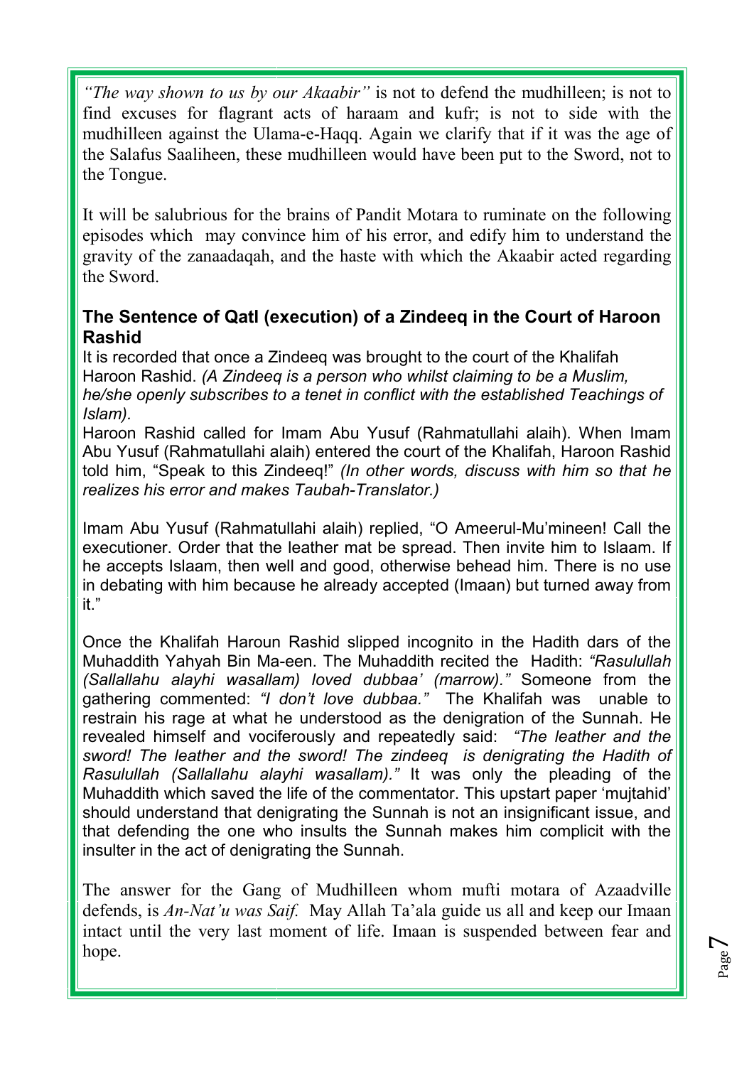*"The way shown to us by our Akaabir"* is not to defend the mudhilleen; is not to find excuses for flagrant acts of haraam and kufr; is not to side with the mudhilleen against the Ulama-e-Haqq. Again we clarify that if it was the age of the Salafus Saaliheen, these mudhilleen would have been put to the Sword, not to the Tongue.

It will be salubrious for the brains of Pandit Motara to ruminate on the following episodes which may convince him of his error, and edify him to understand the gravity of the zanaadaqah, and the haste with which the Akaabir acted regarding the Sword.

### The Sentence of Qatl (execution) of a Zindeeq in the Court of Haroon Rashid

It is recorded that once a Zindeeq was brought to the court of the Khalifah Haroon Rashid. *(A Zindeeq is a person who whilst claiming to be a Muslim, he/she openly subscribes to a tenet in conflict with the established Teachings of Islam).*

Haroon Rashid called for Imam Abu Yusuf (Rahmatullahi alaih). When Imam Abu Yusuf (Rahmatullahi alaih) entered the court of the Khalifah, Haroon Rashid told him, "Speak to this Zindeeq!" *(In other words, discuss with him so that he realizes his error and makes Taubah-Translator.)*

Imam Abu Yusuf (Rahmatullahi alaih) replied, "O Ameerul-Mu'mineen! Call the executioner. Order that the leather mat be spread. Then invite him to Islaam. If he accepts Islaam, then well and good, otherwise behead him. There is no use in debating with him because he already accepted (Imaan) but turned away from it."

Once the Khalifah Haroun Rashid slipped incognito in the Hadith dars of the Muhaddith Yahyah Bin Ma-een. The Muhaddith recited the Hadith: *"Rasulullah (Sallallahu alayhi wasallam) loved dubbaa' (marrow)."* Someone from the gathering commented: *"I don't love dubbaa."* The Khalifah was unable to restrain his rage at what he understood as the denigration of the Sunnah. He revealed himself and vociferously and repeatedly said: *"The leather and the sword! The leather and the sword! The zindeeq is denigrating the Hadith of Rasulullah (Sallallahu alayhi wasallam)."* It was only the pleading of the Muhaddith which saved the life of the commentator. This upstart paper 'mujtahid' should understand that denigrating the Sunnah is not an insignificant issue, and that defending the one who insults the Sunnah makes him complicit with the insulter in the act of denigrating the Sunnah.

The answer for the Gang of Mudhilleen whom mufti motara of Azaadville defends, is *An-Nat'u was Saif.* May Allah Ta'ala guide us all and keep our Imaan intact until the very last moment of life. Imaan is suspended between fear and hope.